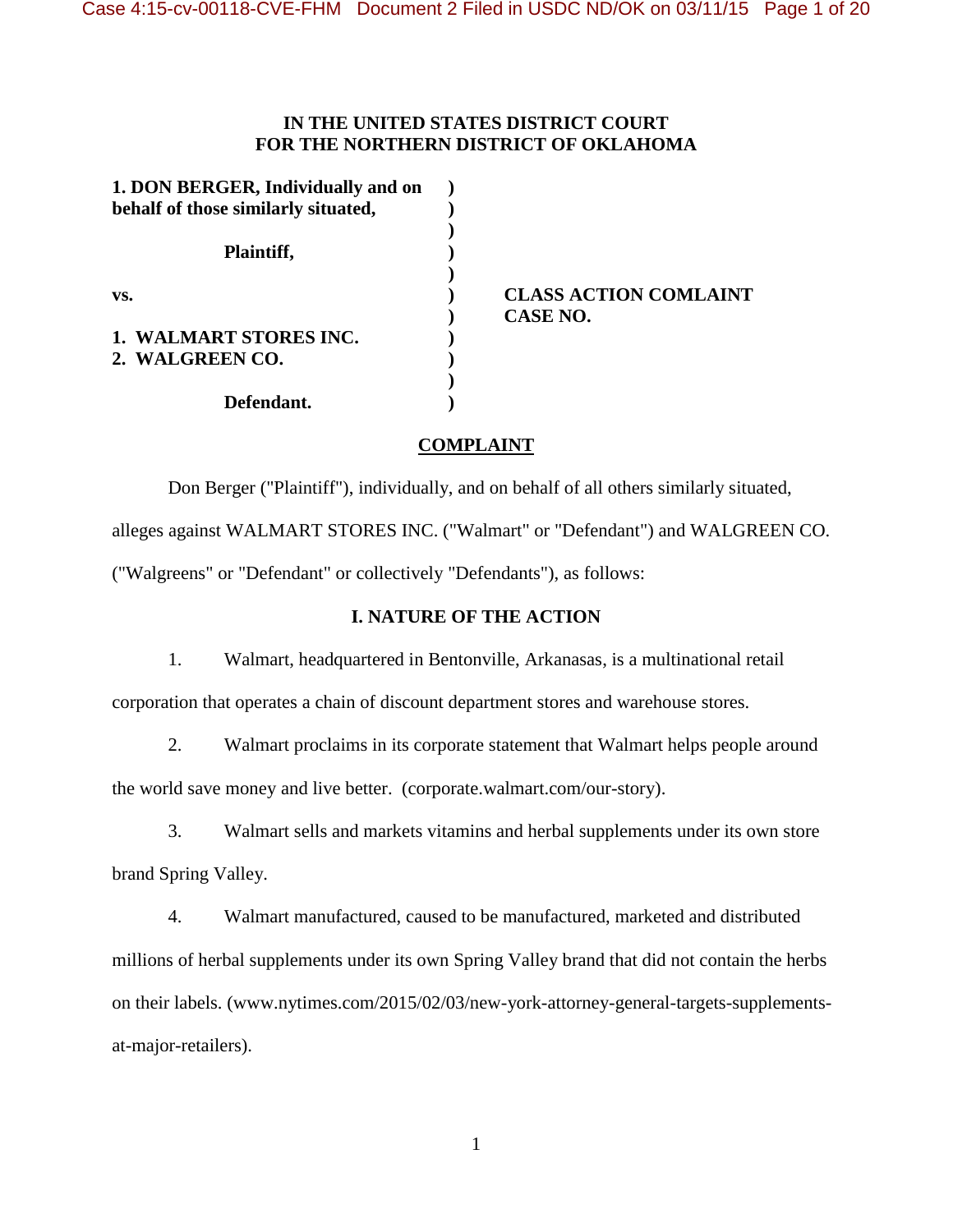**IN THE UNITED STATES DISTRICT COURT**
**FOR THE NORTHERN DISTRICT OF OKLAHOMA**

| | | |
|---|---|---|
| **1. DON BERGER, Individually and on behalf of those similarly situated,** | ) | |
| **Plaintiff,** | ) | |
| **vs.** | ) | **CLASS ACTION COMLAINT** |
| | ) | **CASE NO.** |
| **1. WALMART STORES INC.** | ) | |
| **2. WALGREEN CO.** | ) | |
| **Defendant.** | ) | |

## COMPLAINT

Don Berger ("Plaintiff"), individually, and on behalf of all others similarly situated, alleges against WALMART STORES INC. ("Walmart" or "Defendant") and WALGREEN CO. ("Walgreens" or "Defendant" or collectively "Defendants"), as follows:

## I. NATURE OF THE ACTION

1. Walmart, headquartered in Bentonville, Arkanasas, is a multinational retail corporation that operates a chain of discount department stores and warehouse stores.

2. Walmart proclaims in its corporate statement that Walmart helps people around the world save money and live better. (corporate.walmart.com/our-story).

3. Walmart sells and markets vitamins and herbal supplements under its own store brand Spring Valley.

4. Walmart manufactured, caused to be manufactured, marketed and distributed millions of herbal supplements under its own Spring Valley brand that did not contain the herbs on their labels. (www.nytimes.com/2015/02/03/new-york-attorney-general-targets-supplements-at-major-retailers).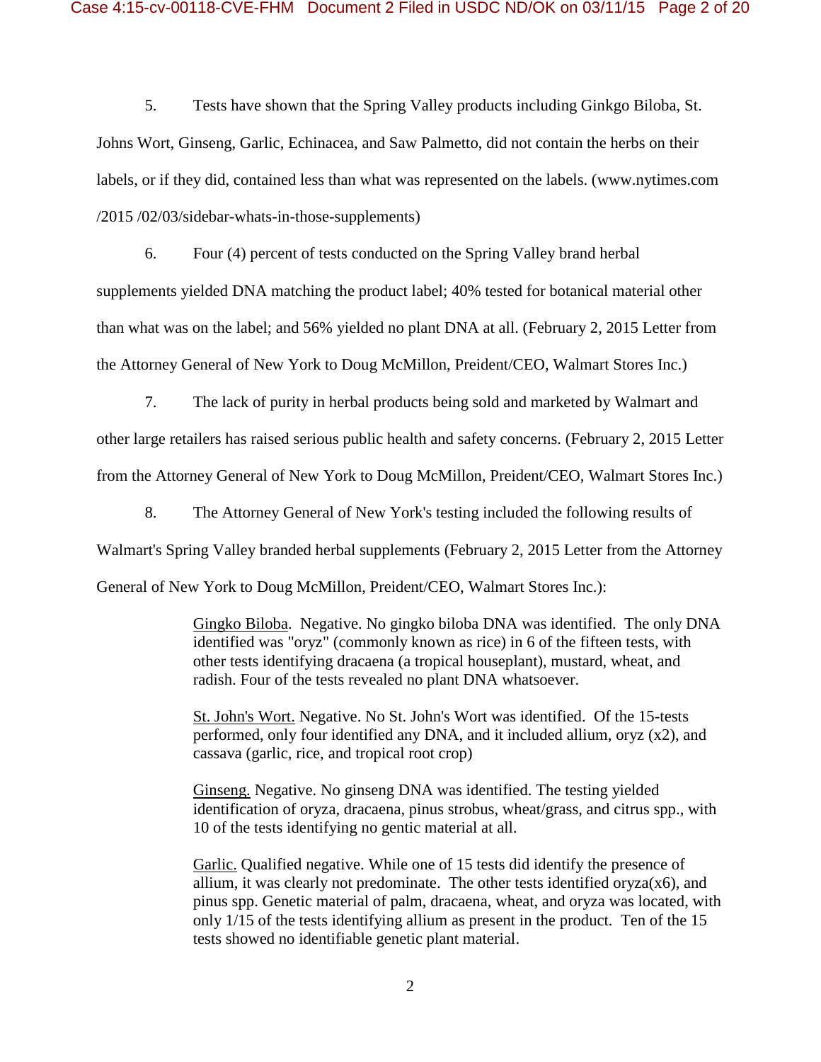5. Tests have shown that the Spring Valley products including Ginkgo Biloba, St. Johns Wort, Ginseng, Garlic, Echinacea, and Saw Palmetto, did not contain the herbs on their labels, or if they did, contained less than what was represented on the labels. (www.nytimes.com /2015 /02/03/sidebar-whats-in-those-supplements)

6. Four (4) percent of tests conducted on the Spring Valley brand herbal supplements yielded DNA matching the product label; 40% tested for botanical material other than what was on the label; and 56% yielded no plant DNA at all. (February 2, 2015 Letter from the Attorney General of New York to Doug McMillon, Preident/CEO, Walmart Stores Inc.)

7. The lack of purity in herbal products being sold and marketed by Walmart and other large retailers has raised serious public health and safety concerns. (February 2, 2015 Letter from the Attorney General of New York to Doug McMillon, Preident/CEO, Walmart Stores Inc.)

8. The Attorney General of New York's testing included the following results of Walmart's Spring Valley branded herbal supplements (February 2, 2015 Letter from the Attorney General of New York to Doug McMillon, Preident/CEO, Walmart Stores Inc.):

> <u>Gingko Biloba</u>. Negative. No gingko biloba DNA was identified. The only DNA identified was "oryz" (commonly known as rice) in 6 of the fifteen tests, with other tests identifying dracaena (a tropical houseplant), mustard, wheat, and radish. Four of the tests revealed no plant DNA whatsoever.
>
> <u>St. John's Wort.</u> Negative. No St. John's Wort was identified. Of the 15-tests performed, only four identified any DNA, and it included allium, oryz (x2), and cassava (garlic, rice, and tropical root crop)
>
> <u>Ginseng.</u> Negative. No ginseng DNA was identified. The testing yielded identification of oryza, dracaena, pinus strobus, wheat/grass, and citrus spp., with 10 of the tests identifying no gentic material at all.
>
> <u>Garlic.</u> Qualified negative. While one of 15 tests did identify the presence of allium, it was clearly not predominate. The other tests identified oryza(x6), and pinus spp. Genetic material of palm, dracaena, wheat, and oryza was located, with only 1/15 of the tests identifying allium as present in the product. Ten of the 15 tests showed no identifiable genetic plant material.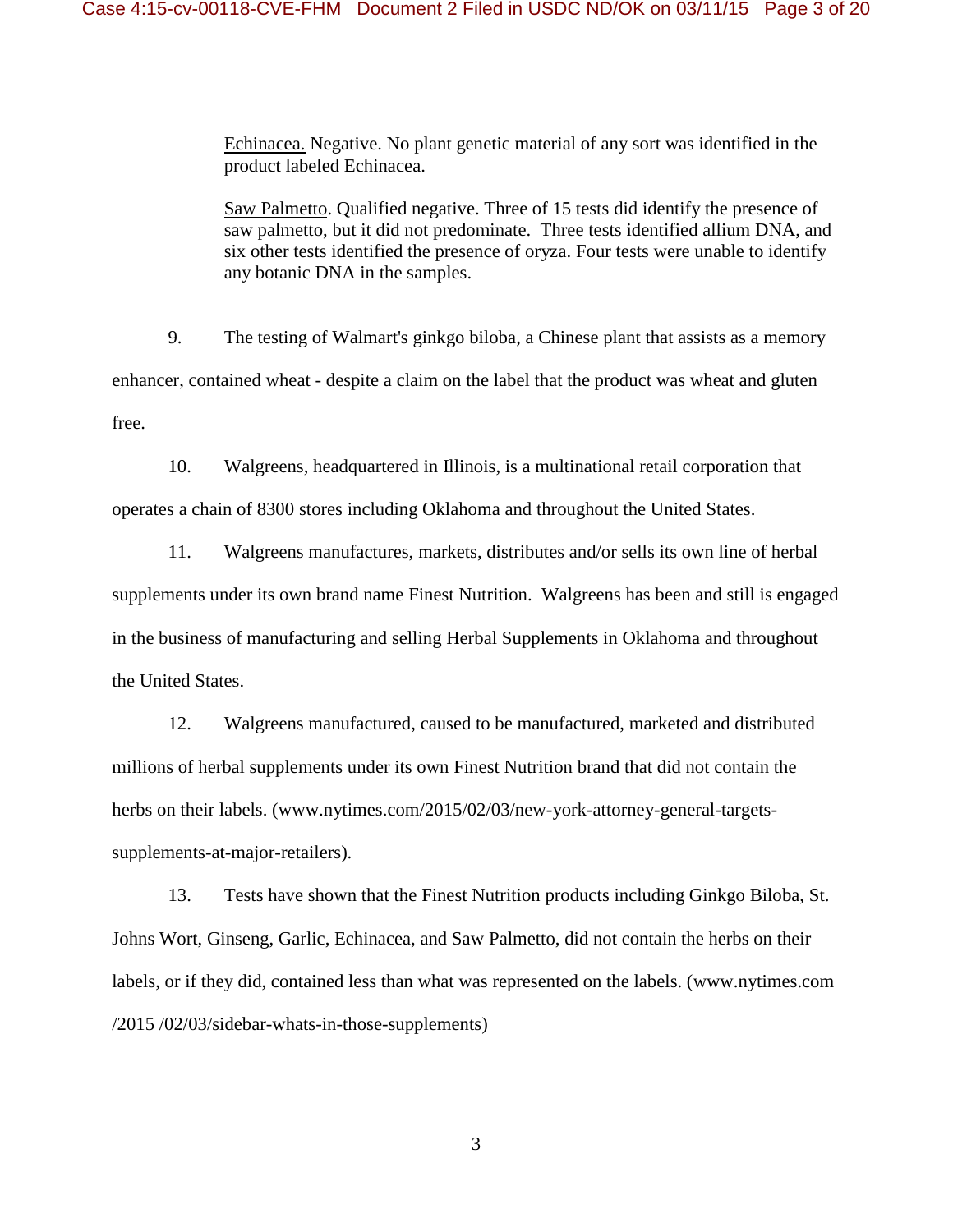Echinacea. Negative. No plant genetic material of any sort was identified in the product labeled Echinacea.

Saw Palmetto. Qualified negative. Three of 15 tests did identify the presence of saw palmetto, but it did not predominate. Three tests identified allium DNA, and six other tests identified the presence of oryza. Four tests were unable to identify any botanic DNA in the samples.

9. The testing of Walmart's ginkgo biloba, a Chinese plant that assists as a memory enhancer, contained wheat - despite a claim on the label that the product was wheat and gluten free.

10. Walgreens, headquartered in Illinois, is a multinational retail corporation that operates a chain of 8300 stores including Oklahoma and throughout the United States.

11. Walgreens manufactures, markets, distributes and/or sells its own line of herbal supplements under its own brand name Finest Nutrition. Walgreens has been and still is engaged in the business of manufacturing and selling Herbal Supplements in Oklahoma and throughout the United States.

12. Walgreens manufactured, caused to be manufactured, marketed and distributed millions of herbal supplements under its own Finest Nutrition brand that did not contain the herbs on their labels. (www.nytimes.com/2015/02/03/new-york-attorney-general-targets-supplements-at-major-retailers).

13. Tests have shown that the Finest Nutrition products including Ginkgo Biloba, St. Johns Wort, Ginseng, Garlic, Echinacea, and Saw Palmetto, did not contain the herbs on their labels, or if they did, contained less than what was represented on the labels. (www.nytimes.com /2015 /02/03/sidebar-whats-in-those-supplements)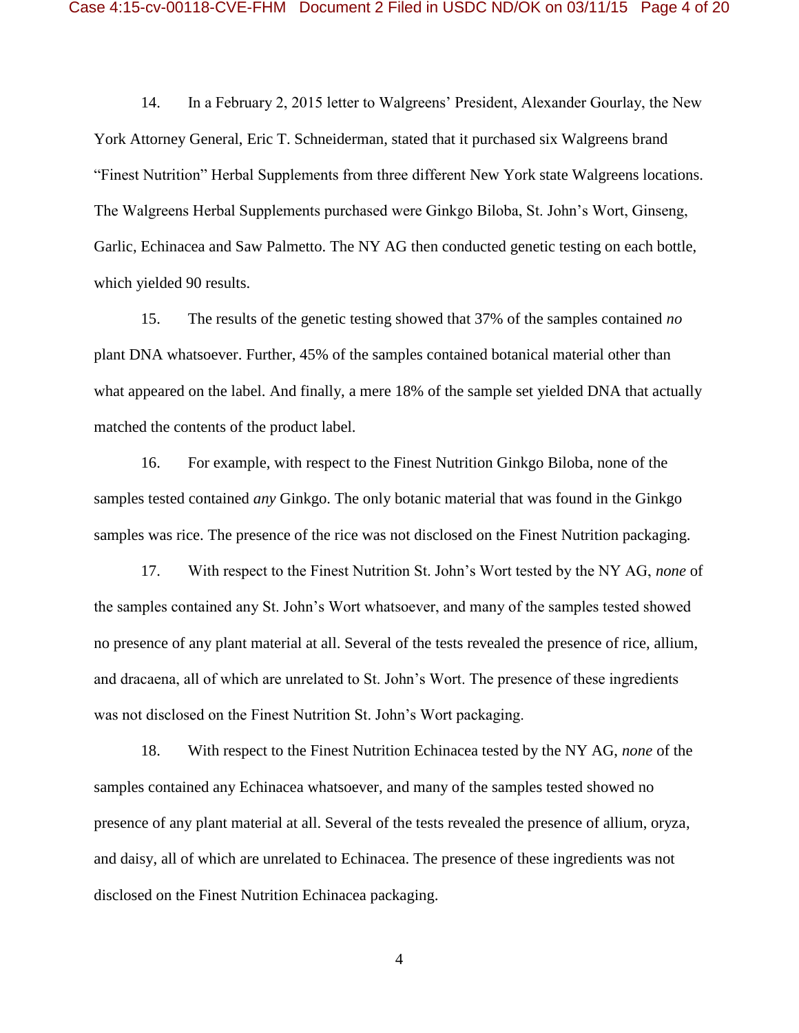14. In a February 2, 2015 letter to Walgreens' President, Alexander Gourlay, the New York Attorney General, Eric T. Schneiderman, stated that it purchased six Walgreens brand "Finest Nutrition" Herbal Supplements from three different New York state Walgreens locations. The Walgreens Herbal Supplements purchased were Ginkgo Biloba, St. John's Wort, Ginseng, Garlic, Echinacea and Saw Palmetto. The NY AG then conducted genetic testing on each bottle, which yielded 90 results.

15. The results of the genetic testing showed that 37% of the samples contained *no* plant DNA whatsoever. Further, 45% of the samples contained botanical material other than what appeared on the label. And finally, a mere 18% of the sample set yielded DNA that actually matched the contents of the product label.

16. For example, with respect to the Finest Nutrition Ginkgo Biloba, none of the samples tested contained *any* Ginkgo. The only botanic material that was found in the Ginkgo samples was rice. The presence of the rice was not disclosed on the Finest Nutrition packaging.

17. With respect to the Finest Nutrition St. John's Wort tested by the NY AG, *none* of the samples contained any St. John's Wort whatsoever, and many of the samples tested showed no presence of any plant material at all. Several of the tests revealed the presence of rice, allium, and dracaena, all of which are unrelated to St. John's Wort. The presence of these ingredients was not disclosed on the Finest Nutrition St. John's Wort packaging.

18. With respect to the Finest Nutrition Echinacea tested by the NY AG, *none* of the samples contained any Echinacea whatsoever, and many of the samples tested showed no presence of any plant material at all. Several of the tests revealed the presence of allium, oryza, and daisy, all of which are unrelated to Echinacea. The presence of these ingredients was not disclosed on the Finest Nutrition Echinacea packaging.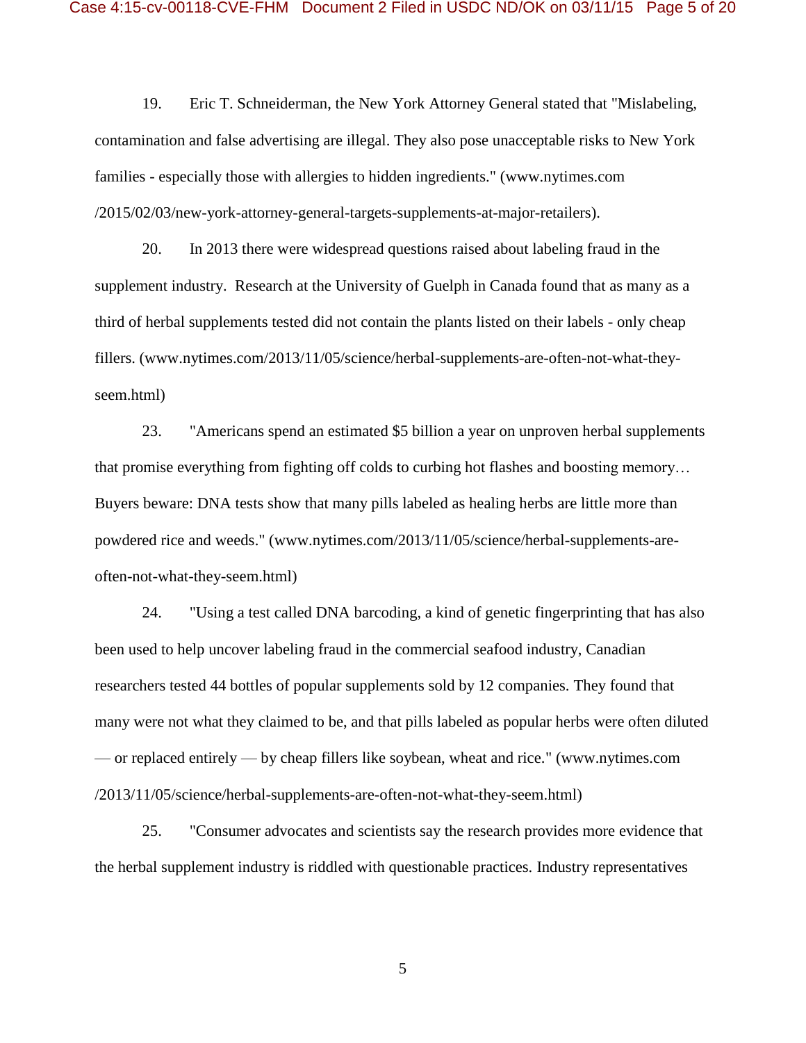19. Eric T. Schneiderman, the New York Attorney General stated that "Mislabeling, contamination and false advertising are illegal. They also pose unacceptable risks to New York families - especially those with allergies to hidden ingredients." (www.nytimes.com /2015/02/03/new-york-attorney-general-targets-supplements-at-major-retailers).

20. In 2013 there were widespread questions raised about labeling fraud in the supplement industry. Research at the University of Guelph in Canada found that as many as a third of herbal supplements tested did not contain the plants listed on their labels - only cheap fillers. (www.nytimes.com/2013/11/05/science/herbal-supplements-are-often-not-what-they-seem.html)

23. "Americans spend an estimated $5 billion a year on unproven herbal supplements that promise everything from fighting off colds to curbing hot flashes and boosting memory… Buyers beware: DNA tests show that many pills labeled as healing herbs are little more than powdered rice and weeds." (www.nytimes.com/2013/11/05/science/herbal-supplements-are-often-not-what-they-seem.html)

24. "Using a test called DNA barcoding, a kind of genetic fingerprinting that has also been used to help uncover labeling fraud in the commercial seafood industry, Canadian researchers tested 44 bottles of popular supplements sold by 12 companies. They found that many were not what they claimed to be, and that pills labeled as popular herbs were often diluted — or replaced entirely — by cheap fillers like soybean, wheat and rice." (www.nytimes.com /2013/11/05/science/herbal-supplements-are-often-not-what-they-seem.html)

25. "Consumer advocates and scientists say the research provides more evidence that the herbal supplement industry is riddled with questionable practices. Industry representatives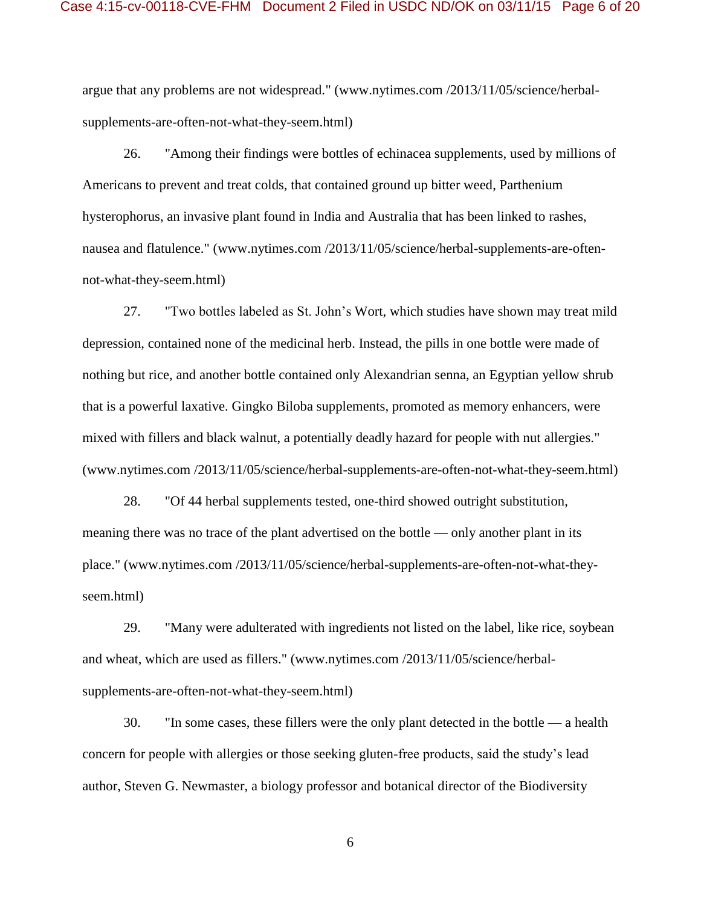argue that any problems are not widespread." (www.nytimes.com /2013/11/05/science/herbal-supplements-are-often-not-what-they-seem.html)

26. "Among their findings were bottles of echinacea supplements, used by millions of Americans to prevent and treat colds, that contained ground up bitter weed, Parthenium hysterophorus, an invasive plant found in India and Australia that has been linked to rashes, nausea and flatulence." (www.nytimes.com /2013/11/05/science/herbal-supplements-are-often-not-what-they-seem.html)

27. "Two bottles labeled as St. John's Wort, which studies have shown may treat mild depression, contained none of the medicinal herb. Instead, the pills in one bottle were made of nothing but rice, and another bottle contained only Alexandrian senna, an Egyptian yellow shrub that is a powerful laxative. Gingko Biloba supplements, promoted as memory enhancers, were mixed with fillers and black walnut, a potentially deadly hazard for people with nut allergies." (www.nytimes.com /2013/11/05/science/herbal-supplements-are-often-not-what-they-seem.html)

28. "Of 44 herbal supplements tested, one-third showed outright substitution, meaning there was no trace of the plant advertised on the bottle — only another plant in its place." (www.nytimes.com /2013/11/05/science/herbal-supplements-are-often-not-what-they-seem.html)

29. "Many were adulterated with ingredients not listed on the label, like rice, soybean and wheat, which are used as fillers." (www.nytimes.com /2013/11/05/science/herbal-supplements-are-often-not-what-they-seem.html)

30. "In some cases, these fillers were the only plant detected in the bottle — a health concern for people with allergies or those seeking gluten-free products, said the study's lead author, Steven G. Newmaster, a biology professor and botanical director of the Biodiversity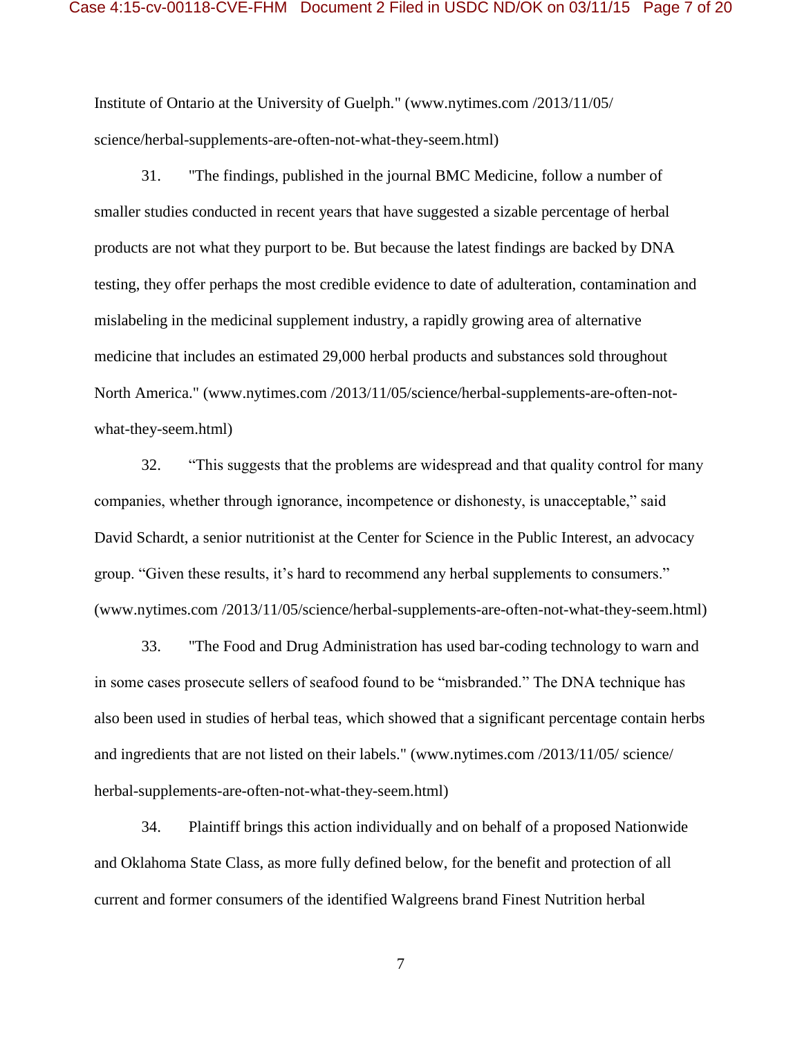Institute of Ontario at the University of Guelph." (www.nytimes.com /2013/11/05/ science/herbal-supplements-are-often-not-what-they-seem.html)

31. "The findings, published in the journal BMC Medicine, follow a number of smaller studies conducted in recent years that have suggested a sizable percentage of herbal products are not what they purport to be. But because the latest findings are backed by DNA testing, they offer perhaps the most credible evidence to date of adulteration, contamination and mislabeling in the medicinal supplement industry, a rapidly growing area of alternative medicine that includes an estimated 29,000 herbal products and substances sold throughout North America." (www.nytimes.com /2013/11/05/science/herbal-supplements-are-often-not-what-they-seem.html)

32. "This suggests that the problems are widespread and that quality control for many companies, whether through ignorance, incompetence or dishonesty, is unacceptable," said David Schardt, a senior nutritionist at the Center for Science in the Public Interest, an advocacy group. "Given these results, it's hard to recommend any herbal supplements to consumers." (www.nytimes.com /2013/11/05/science/herbal-supplements-are-often-not-what-they-seem.html)

33. "The Food and Drug Administration has used bar-coding technology to warn and in some cases prosecute sellers of seafood found to be "misbranded." The DNA technique has also been used in studies of herbal teas, which showed that a significant percentage contain herbs and ingredients that are not listed on their labels." (www.nytimes.com /2013/11/05/ science/ herbal-supplements-are-often-not-what-they-seem.html)

34. Plaintiff brings this action individually and on behalf of a proposed Nationwide and Oklahoma State Class, as more fully defined below, for the benefit and protection of all current and former consumers of the identified Walgreens brand Finest Nutrition herbal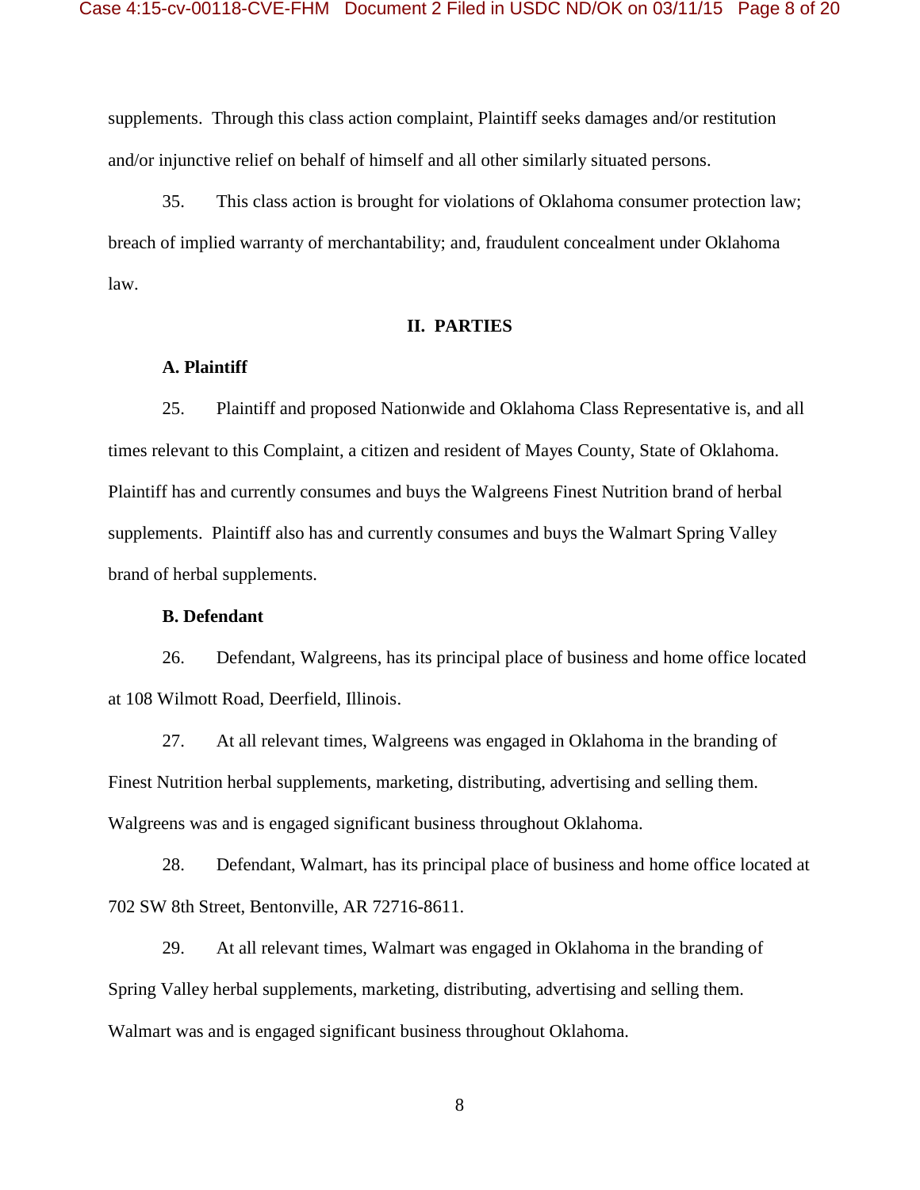supplements. Through this class action complaint, Plaintiff seeks damages and/or restitution and/or injunctive relief on behalf of himself and all other similarly situated persons.

35. This class action is brought for violations of Oklahoma consumer protection law; breach of implied warranty of merchantability; and, fraudulent concealment under Oklahoma law.

## II. PARTIES

### A. Plaintiff

25. Plaintiff and proposed Nationwide and Oklahoma Class Representative is, and all times relevant to this Complaint, a citizen and resident of Mayes County, State of Oklahoma. Plaintiff has and currently consumes and buys the Walgreens Finest Nutrition brand of herbal supplements. Plaintiff also has and currently consumes and buys the Walmart Spring Valley brand of herbal supplements.

### B. Defendant

26. Defendant, Walgreens, has its principal place of business and home office located at 108 Wilmott Road, Deerfield, Illinois.

27. At all relevant times, Walgreens was engaged in Oklahoma in the branding of Finest Nutrition herbal supplements, marketing, distributing, advertising and selling them. Walgreens was and is engaged significant business throughout Oklahoma.

28. Defendant, Walmart, has its principal place of business and home office located at 702 SW 8th Street, Bentonville, AR 72716-8611.

29. At all relevant times, Walmart was engaged in Oklahoma in the branding of Spring Valley herbal supplements, marketing, distributing, advertising and selling them. Walmart was and is engaged significant business throughout Oklahoma.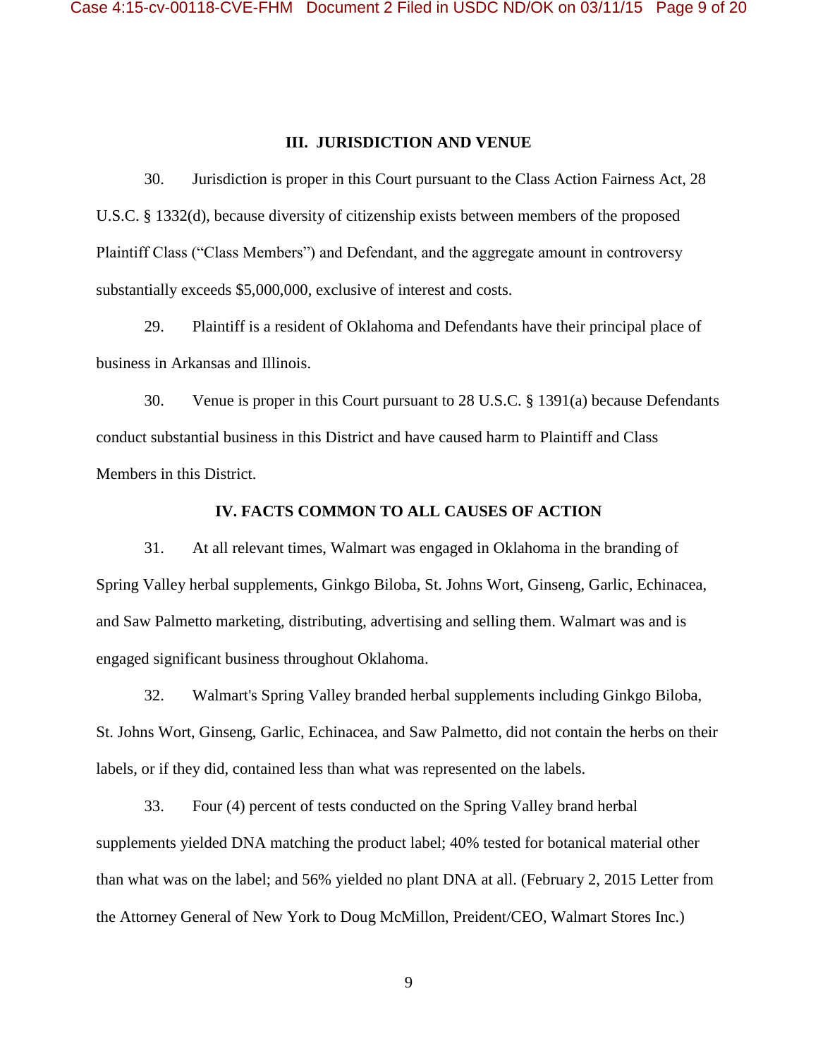## III. JURISDICTION AND VENUE

30. Jurisdiction is proper in this Court pursuant to the Class Action Fairness Act, 28 U.S.C. § 1332(d), because diversity of citizenship exists between members of the proposed Plaintiff Class ("Class Members") and Defendant, and the aggregate amount in controversy substantially exceeds $5,000,000, exclusive of interest and costs.

29. Plaintiff is a resident of Oklahoma and Defendants have their principal place of business in Arkansas and Illinois.

30. Venue is proper in this Court pursuant to 28 U.S.C. § 1391(a) because Defendants conduct substantial business in this District and have caused harm to Plaintiff and Class Members in this District.

## IV. FACTS COMMON TO ALL CAUSES OF ACTION

31. At all relevant times, Walmart was engaged in Oklahoma in the branding of Spring Valley herbal supplements, Ginkgo Biloba, St. Johns Wort, Ginseng, Garlic, Echinacea, and Saw Palmetto marketing, distributing, advertising and selling them. Walmart was and is engaged significant business throughout Oklahoma.

32. Walmart's Spring Valley branded herbal supplements including Ginkgo Biloba, St. Johns Wort, Ginseng, Garlic, Echinacea, and Saw Palmetto, did not contain the herbs on their labels, or if they did, contained less than what was represented on the labels.

33. Four (4) percent of tests conducted on the Spring Valley brand herbal supplements yielded DNA matching the product label; 40% tested for botanical material other than what was on the label; and 56% yielded no plant DNA at all. (February 2, 2015 Letter from the Attorney General of New York to Doug McMillon, Preident/CEO, Walmart Stores Inc.)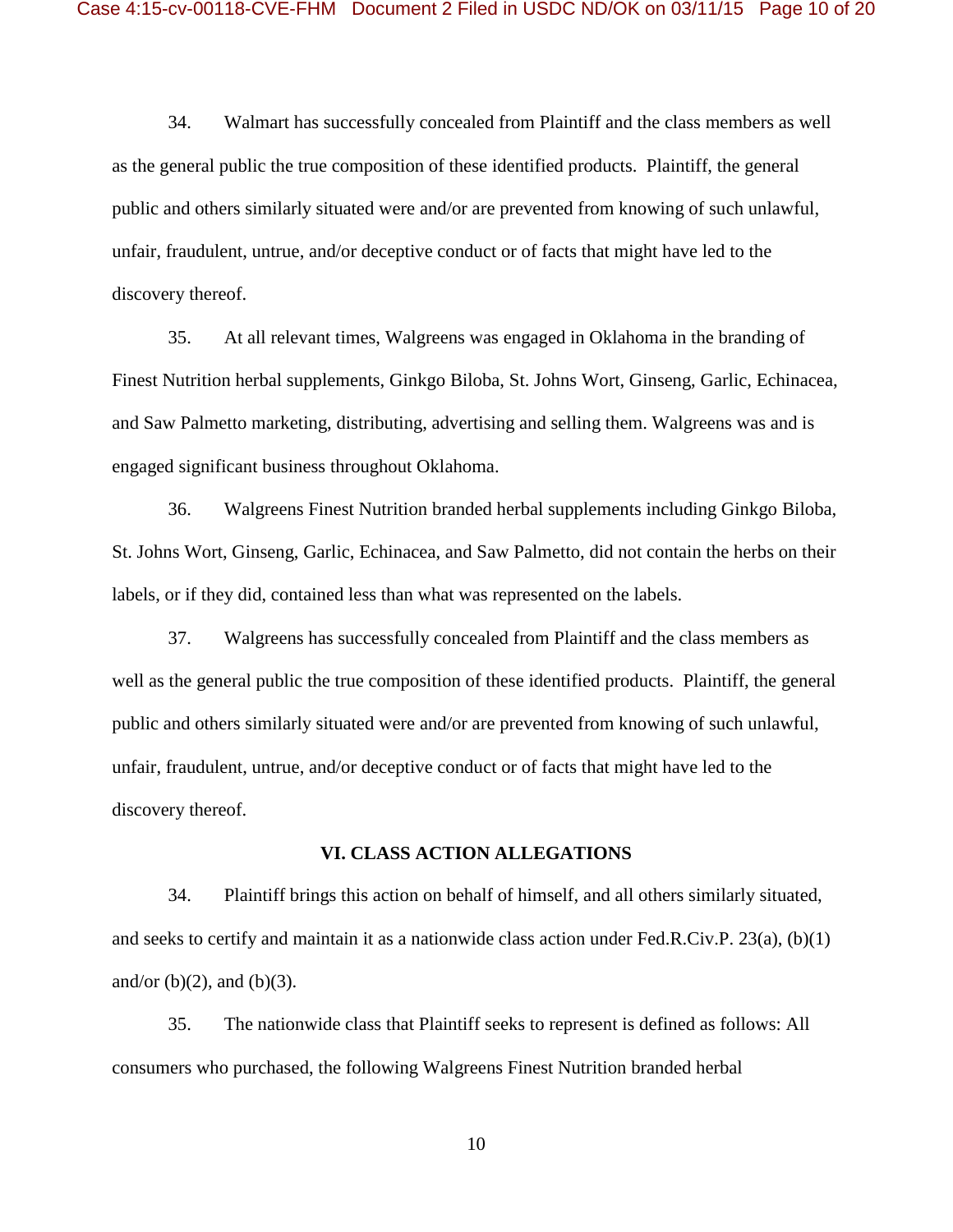34. Walmart has successfully concealed from Plaintiff and the class members as well as the general public the true composition of these identified products. Plaintiff, the general public and others similarly situated were and/or are prevented from knowing of such unlawful, unfair, fraudulent, untrue, and/or deceptive conduct or of facts that might have led to the discovery thereof.

35. At all relevant times, Walgreens was engaged in Oklahoma in the branding of Finest Nutrition herbal supplements, Ginkgo Biloba, St. Johns Wort, Ginseng, Garlic, Echinacea, and Saw Palmetto marketing, distributing, advertising and selling them. Walgreens was and is engaged significant business throughout Oklahoma.

36. Walgreens Finest Nutrition branded herbal supplements including Ginkgo Biloba, St. Johns Wort, Ginseng, Garlic, Echinacea, and Saw Palmetto, did not contain the herbs on their labels, or if they did, contained less than what was represented on the labels.

37. Walgreens has successfully concealed from Plaintiff and the class members as well as the general public the true composition of these identified products. Plaintiff, the general public and others similarly situated were and/or are prevented from knowing of such unlawful, unfair, fraudulent, untrue, and/or deceptive conduct or of facts that might have led to the discovery thereof.

## VI. CLASS ACTION ALLEGATIONS

34. Plaintiff brings this action on behalf of himself, and all others similarly situated, and seeks to certify and maintain it as a nationwide class action under Fed.R.Civ.P. 23(a), (b)(1) and/or (b)(2), and (b)(3).

35. The nationwide class that Plaintiff seeks to represent is defined as follows: All consumers who purchased, the following Walgreens Finest Nutrition branded herbal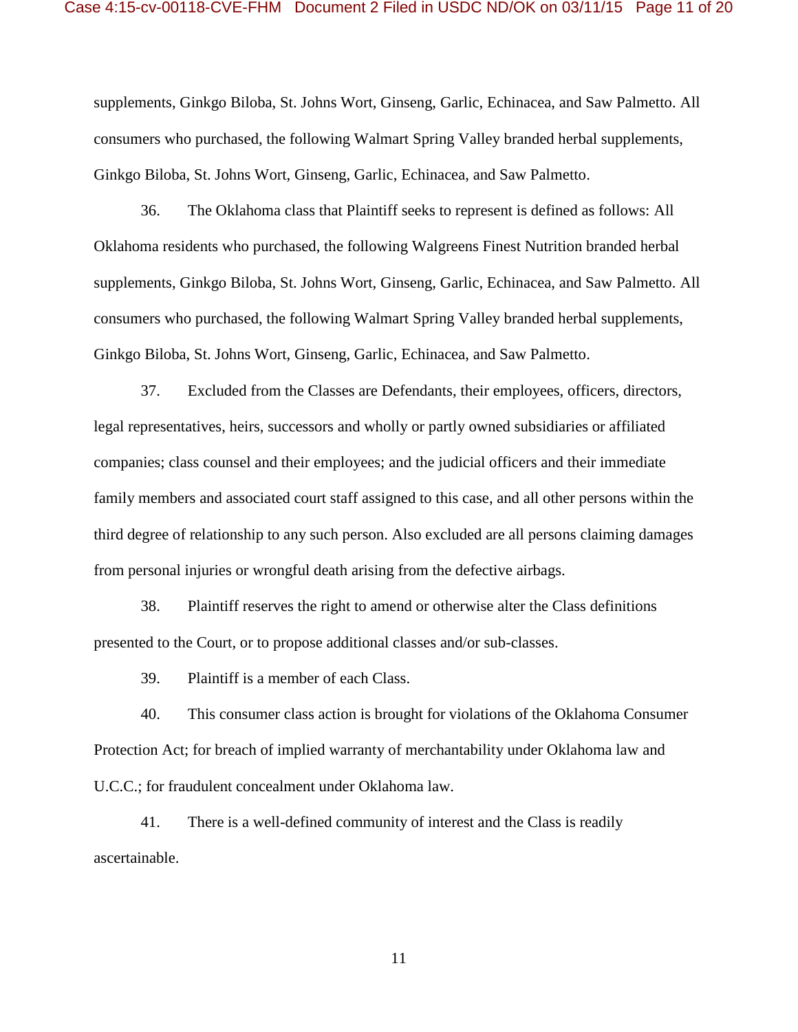supplements, Ginkgo Biloba, St. Johns Wort, Ginseng, Garlic, Echinacea, and Saw Palmetto. All consumers who purchased, the following Walmart Spring Valley branded herbal supplements, Ginkgo Biloba, St. Johns Wort, Ginseng, Garlic, Echinacea, and Saw Palmetto.

36. The Oklahoma class that Plaintiff seeks to represent is defined as follows: All Oklahoma residents who purchased, the following Walgreens Finest Nutrition branded herbal supplements, Ginkgo Biloba, St. Johns Wort, Ginseng, Garlic, Echinacea, and Saw Palmetto. All consumers who purchased, the following Walmart Spring Valley branded herbal supplements, Ginkgo Biloba, St. Johns Wort, Ginseng, Garlic, Echinacea, and Saw Palmetto.

37. Excluded from the Classes are Defendants, their employees, officers, directors, legal representatives, heirs, successors and wholly or partly owned subsidiaries or affiliated companies; class counsel and their employees; and the judicial officers and their immediate family members and associated court staff assigned to this case, and all other persons within the third degree of relationship to any such person. Also excluded are all persons claiming damages from personal injuries or wrongful death arising from the defective airbags.

38. Plaintiff reserves the right to amend or otherwise alter the Class definitions presented to the Court, or to propose additional classes and/or sub-classes.

39. Plaintiff is a member of each Class.

40. This consumer class action is brought for violations of the Oklahoma Consumer Protection Act; for breach of implied warranty of merchantability under Oklahoma law and U.C.C.; for fraudulent concealment under Oklahoma law.

41. There is a well-defined community of interest and the Class is readily ascertainable.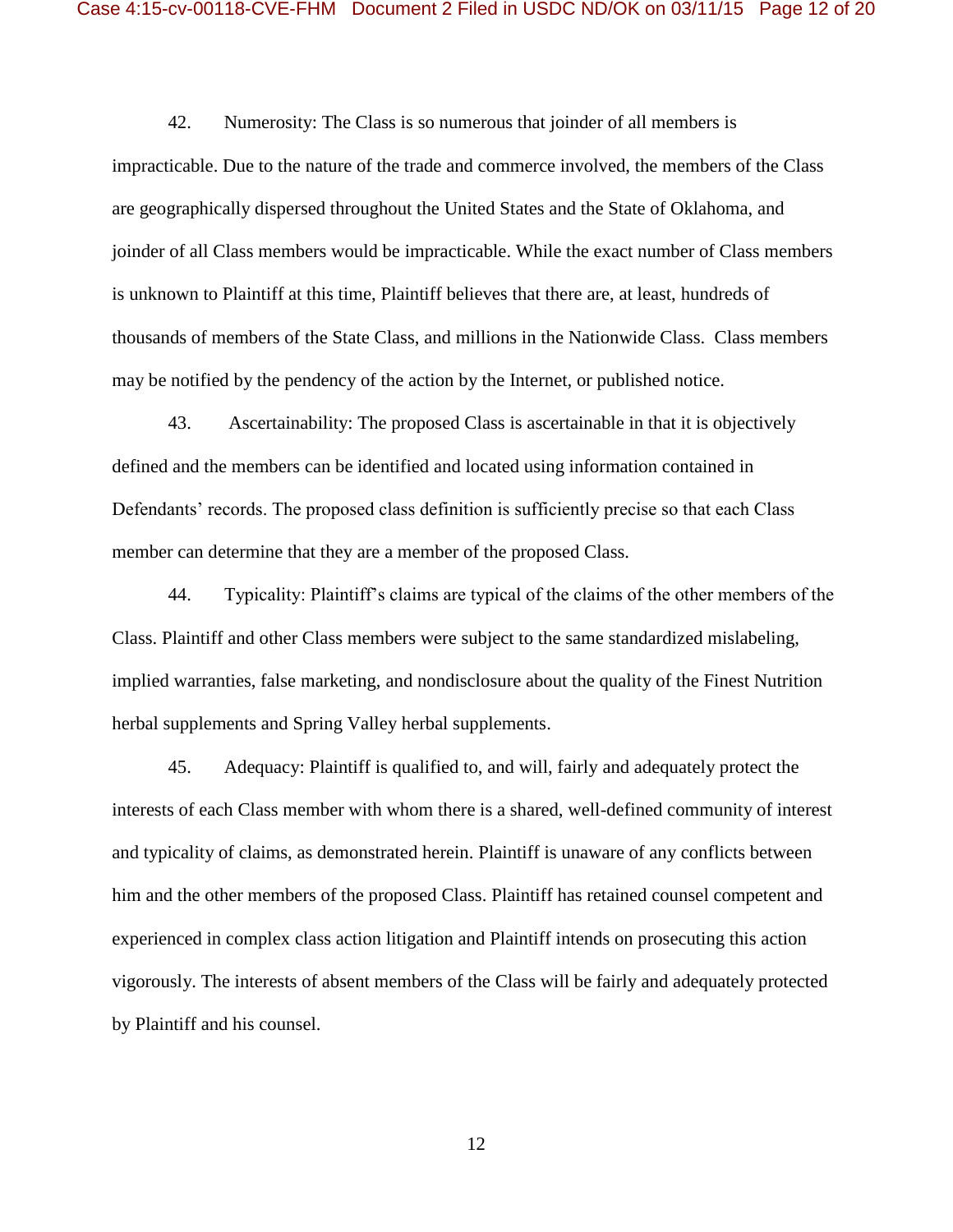42. Numerosity: The Class is so numerous that joinder of all members is impracticable. Due to the nature of the trade and commerce involved, the members of the Class are geographically dispersed throughout the United States and the State of Oklahoma, and joinder of all Class members would be impracticable. While the exact number of Class members is unknown to Plaintiff at this time, Plaintiff believes that there are, at least, hundreds of thousands of members of the State Class, and millions in the Nationwide Class. Class members may be notified by the pendency of the action by the Internet, or published notice.

43. Ascertainability: The proposed Class is ascertainable in that it is objectively defined and the members can be identified and located using information contained in Defendants' records. The proposed class definition is sufficiently precise so that each Class member can determine that they are a member of the proposed Class.

44. Typicality: Plaintiff's claims are typical of the claims of the other members of the Class. Plaintiff and other Class members were subject to the same standardized mislabeling, implied warranties, false marketing, and nondisclosure about the quality of the Finest Nutrition herbal supplements and Spring Valley herbal supplements.

45. Adequacy: Plaintiff is qualified to, and will, fairly and adequately protect the interests of each Class member with whom there is a shared, well-defined community of interest and typicality of claims, as demonstrated herein. Plaintiff is unaware of any conflicts between him and the other members of the proposed Class. Plaintiff has retained counsel competent and experienced in complex class action litigation and Plaintiff intends on prosecuting this action vigorously. The interests of absent members of the Class will be fairly and adequately protected by Plaintiff and his counsel.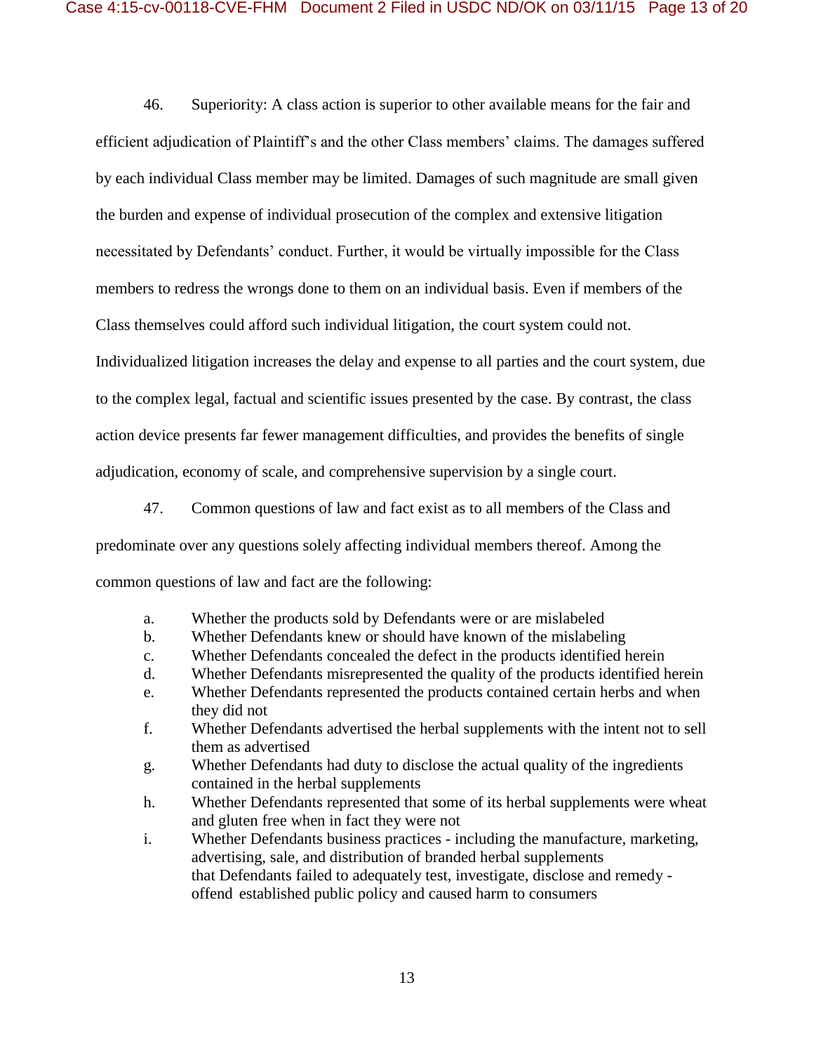46. Superiority: A class action is superior to other available means for the fair and efficient adjudication of Plaintiff's and the other Class members' claims. The damages suffered by each individual Class member may be limited. Damages of such magnitude are small given the burden and expense of individual prosecution of the complex and extensive litigation necessitated by Defendants' conduct. Further, it would be virtually impossible for the Class members to redress the wrongs done to them on an individual basis. Even if members of the Class themselves could afford such individual litigation, the court system could not. Individualized litigation increases the delay and expense to all parties and the court system, due to the complex legal, factual and scientific issues presented by the case. By contrast, the class action device presents far fewer management difficulties, and provides the benefits of single adjudication, economy of scale, and comprehensive supervision by a single court.

47. Common questions of law and fact exist as to all members of the Class and predominate over any questions solely affecting individual members thereof. Among the common questions of law and fact are the following:

a. Whether the products sold by Defendants were or are mislabeled
b. Whether Defendants knew or should have known of the mislabeling
c. Whether Defendants concealed the defect in the products identified herein
d. Whether Defendants misrepresented the quality of the products identified herein
e. Whether Defendants represented the products contained certain herbs and when they did not
f. Whether Defendants advertised the herbal supplements with the intent not to sell them as advertised
g. Whether Defendants had duty to disclose the actual quality of the ingredients contained in the herbal supplements
h. Whether Defendants represented that some of its herbal supplements were wheat and gluten free when in fact they were not
i. Whether Defendants business practices - including the manufacture, marketing, advertising, sale, and distribution of branded herbal supplements that Defendants failed to adequately test, investigate, disclose and remedy - offend established public policy and caused harm to consumers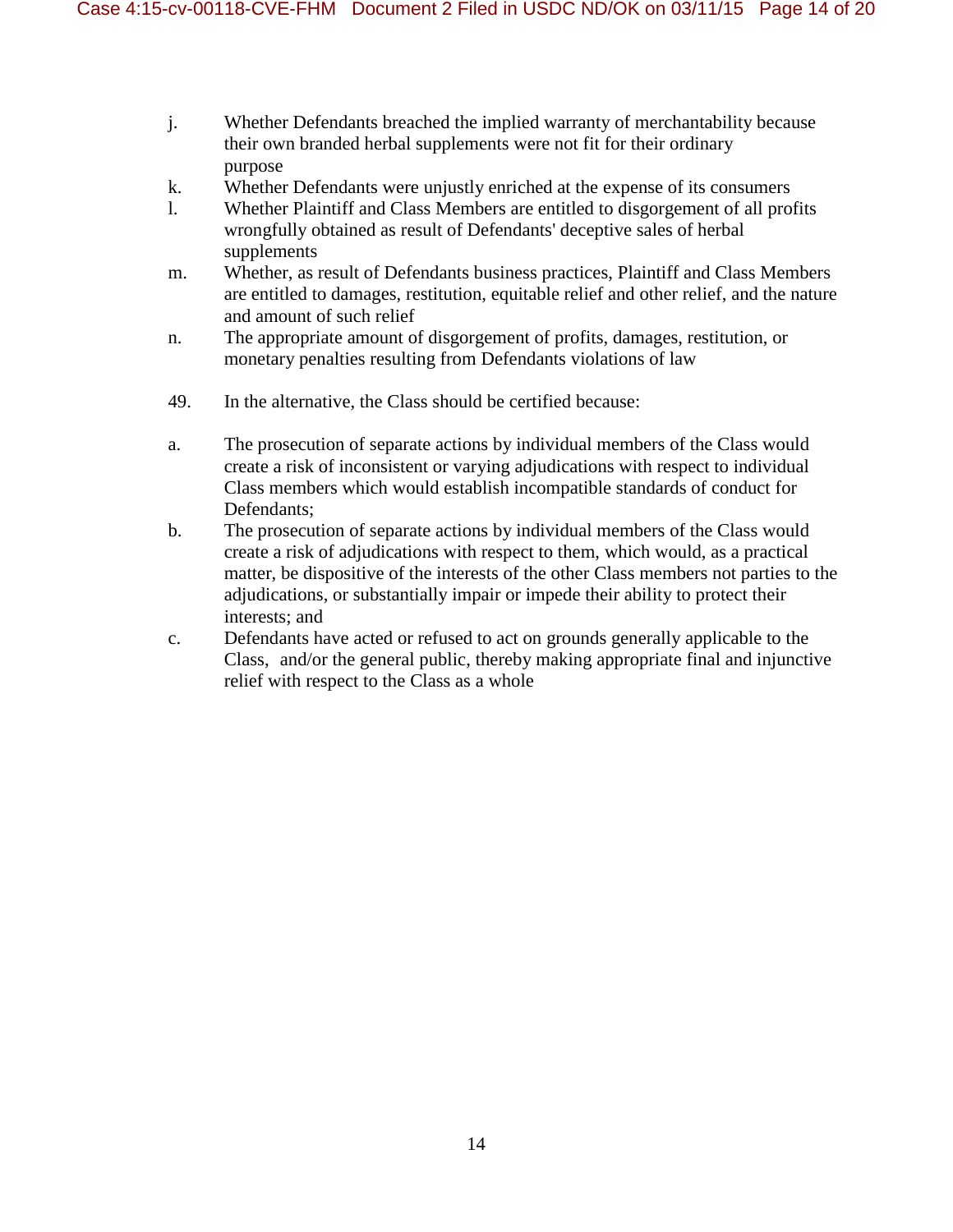j. Whether Defendants breached the implied warranty of merchantability because their own branded herbal supplements were not fit for their ordinary purpose

k. Whether Defendants were unjustly enriched at the expense of its consumers

l. Whether Plaintiff and Class Members are entitled to disgorgement of all profits wrongfully obtained as result of Defendants' deceptive sales of herbal supplements

m. Whether, as result of Defendants business practices, Plaintiff and Class Members are entitled to damages, restitution, equitable relief and other relief, and the nature and amount of such relief

n. The appropriate amount of disgorgement of profits, damages, restitution, or monetary penalties resulting from Defendants violations of law

49. In the alternative, the Class should be certified because:

a. The prosecution of separate actions by individual members of the Class would create a risk of inconsistent or varying adjudications with respect to individual Class members which would establish incompatible standards of conduct for Defendants;

b. The prosecution of separate actions by individual members of the Class would create a risk of adjudications with respect to them, which would, as a practical matter, be dispositive of the interests of the other Class members not parties to the adjudications, or substantially impair or impede their ability to protect their interests; and

c. Defendants have acted or refused to act on grounds generally applicable to the Class, and/or the general public, thereby making appropriate final and injunctive relief with respect to the Class as a whole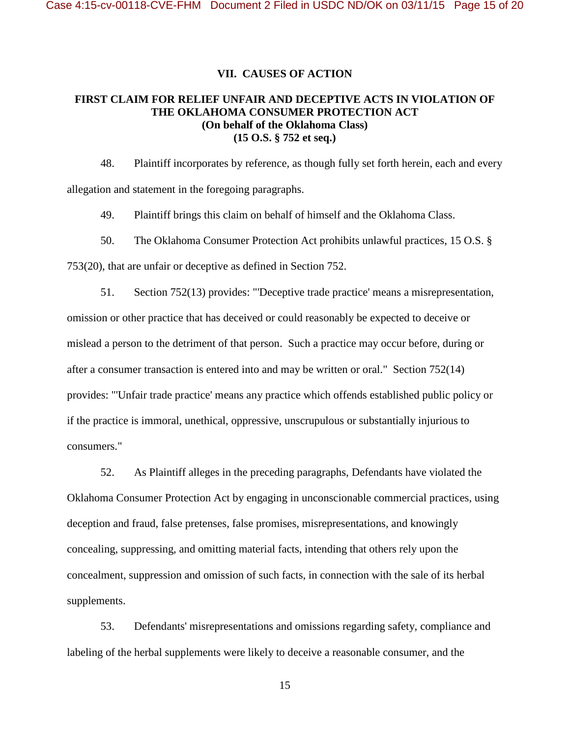## VII. CAUSES OF ACTION

### FIRST CLAIM FOR RELIEF UNFAIR AND DECEPTIVE ACTS IN VIOLATION OF THE OKLAHOMA CONSUMER PROTECTION ACT (On behalf of the Oklahoma Class) (15 O.S. § 752 et seq.)

48. Plaintiff incorporates by reference, as though fully set forth herein, each and every allegation and statement in the foregoing paragraphs.

49. Plaintiff brings this claim on behalf of himself and the Oklahoma Class.

50. The Oklahoma Consumer Protection Act prohibits unlawful practices, 15 O.S. § 753(20), that are unfair or deceptive as defined in Section 752.

51. Section 752(13) provides: "'Deceptive trade practice' means a misrepresentation, omission or other practice that has deceived or could reasonably be expected to deceive or mislead a person to the detriment of that person. Such a practice may occur before, during or after a consumer transaction is entered into and may be written or oral." Section 752(14) provides: "'Unfair trade practice' means any practice which offends established public policy or if the practice is immoral, unethical, oppressive, unscrupulous or substantially injurious to consumers."

52. As Plaintiff alleges in the preceding paragraphs, Defendants have violated the Oklahoma Consumer Protection Act by engaging in unconscionable commercial practices, using deception and fraud, false pretenses, false promises, misrepresentations, and knowingly concealing, suppressing, and omitting material facts, intending that others rely upon the concealment, suppression and omission of such facts, in connection with the sale of its herbal supplements.

53. Defendants' misrepresentations and omissions regarding safety, compliance and labeling of the herbal supplements were likely to deceive a reasonable consumer, and the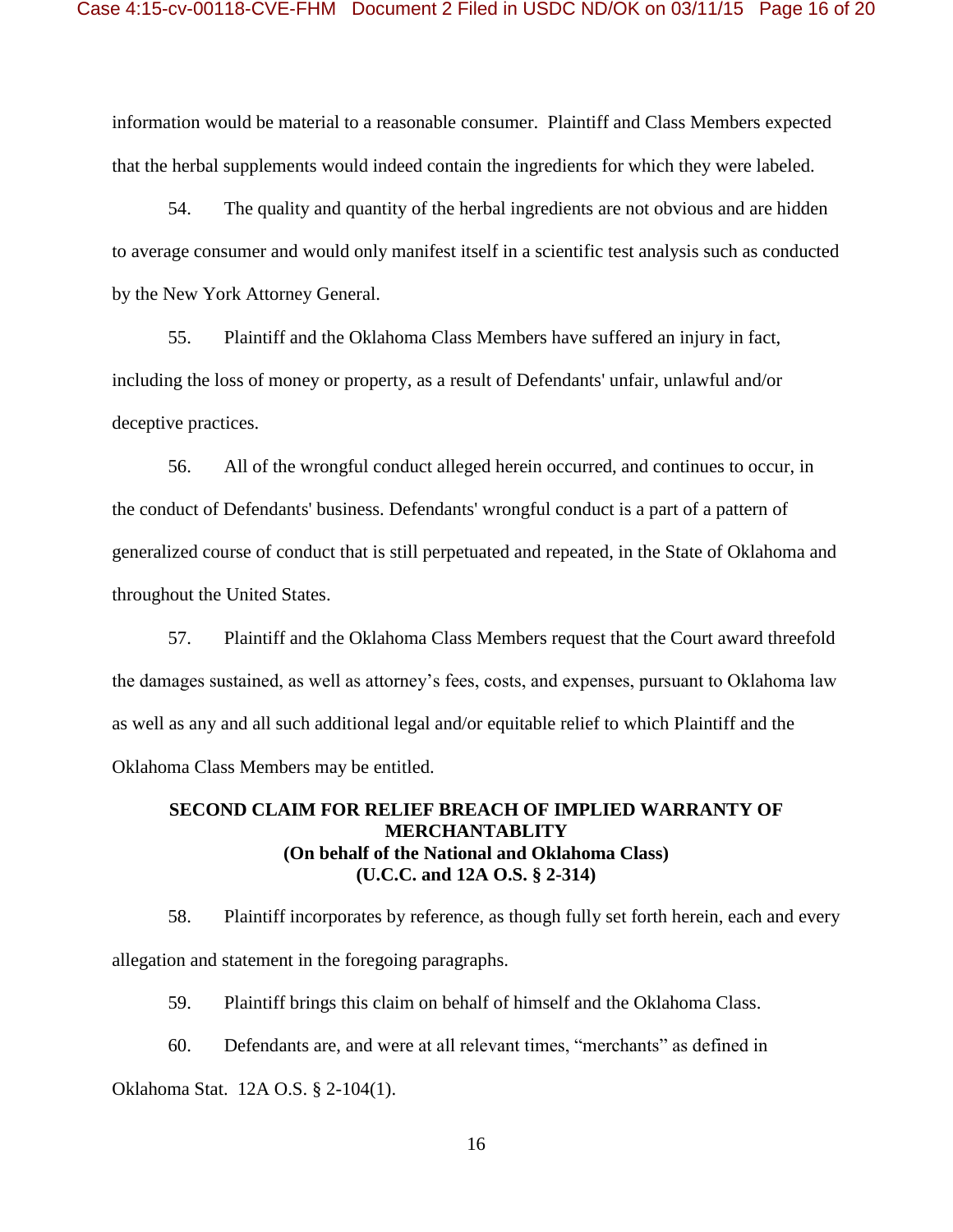information would be material to a reasonable consumer. Plaintiff and Class Members expected that the herbal supplements would indeed contain the ingredients for which they were labeled.

54. The quality and quantity of the herbal ingredients are not obvious and are hidden to average consumer and would only manifest itself in a scientific test analysis such as conducted by the New York Attorney General.

55. Plaintiff and the Oklahoma Class Members have suffered an injury in fact, including the loss of money or property, as a result of Defendants' unfair, unlawful and/or deceptive practices.

56. All of the wrongful conduct alleged herein occurred, and continues to occur, in the conduct of Defendants' business. Defendants' wrongful conduct is a part of a pattern of generalized course of conduct that is still perpetuated and repeated, in the State of Oklahoma and throughout the United States.

57. Plaintiff and the Oklahoma Class Members request that the Court award threefold the damages sustained, as well as attorney's fees, costs, and expenses, pursuant to Oklahoma law as well as any and all such additional legal and/or equitable relief to which Plaintiff and the Oklahoma Class Members may be entitled.

**SECOND CLAIM FOR RELIEF BREACH OF IMPLIED WARRANTY OF MERCHANTABLITY**
**(On behalf of the National and Oklahoma Class)**
**(U.C.C. and 12A O.S. § 2-314)**

58. Plaintiff incorporates by reference, as though fully set forth herein, each and every allegation and statement in the foregoing paragraphs.

59. Plaintiff brings this claim on behalf of himself and the Oklahoma Class.

60. Defendants are, and were at all relevant times, "merchants" as defined in Oklahoma Stat. 12A O.S. § 2-104(1).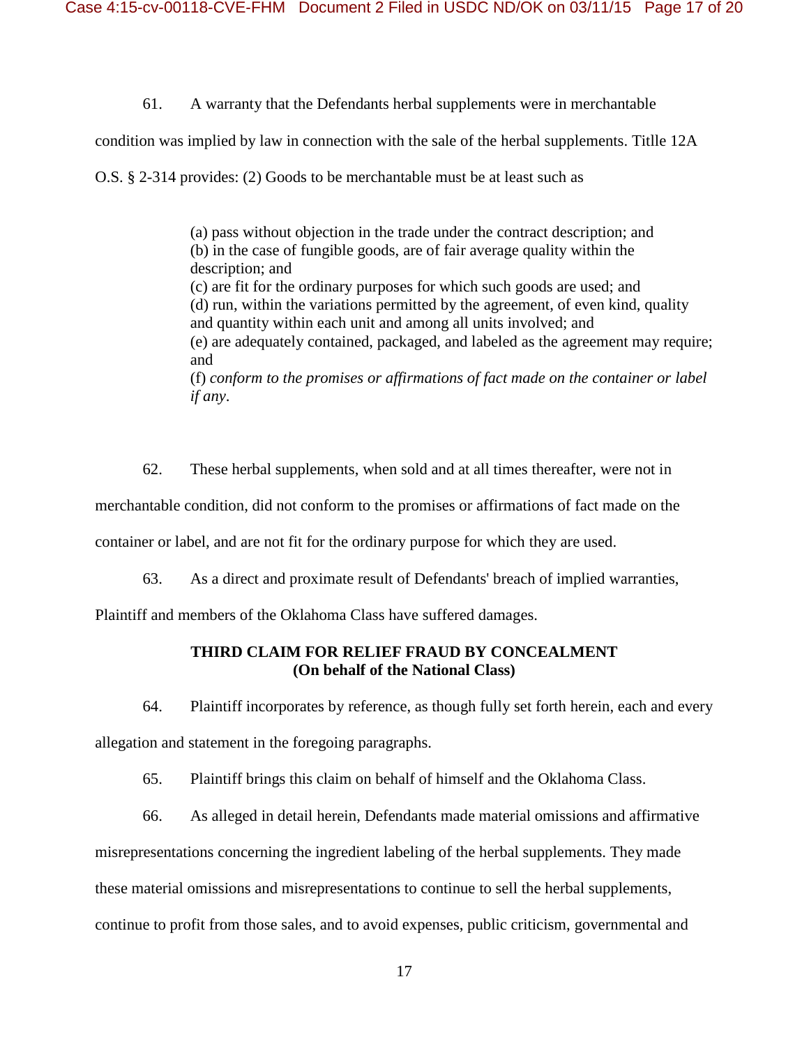61. A warranty that the Defendants herbal supplements were in merchantable condition was implied by law in connection with the sale of the herbal supplements. Titlle 12A O.S. § 2-314 provides: (2) Goods to be merchantable must be at least such as

> (a) pass without objection in the trade under the contract description; and
> (b) in the case of fungible goods, are of fair average quality within the description; and
> (c) are fit for the ordinary purposes for which such goods are used; and
> (d) run, within the variations permitted by the agreement, of even kind, quality and quantity within each unit and among all units involved; and
> (e) are adequately contained, packaged, and labeled as the agreement may require; and
> (f) *conform to the promises or affirmations of fact made on the container or label if any*.

62. These herbal supplements, when sold and at all times thereafter, were not in merchantable condition, did not conform to the promises or affirmations of fact made on the container or label, and are not fit for the ordinary purpose for which they are used.

63. As a direct and proximate result of Defendants' breach of implied warranties, Plaintiff and members of the Oklahoma Class have suffered damages.

**THIRD CLAIM FOR RELIEF FRAUD BY CONCEALMENT**
**(On behalf of the National Class)**

64. Plaintiff incorporates by reference, as though fully set forth herein, each and every allegation and statement in the foregoing paragraphs.

65. Plaintiff brings this claim on behalf of himself and the Oklahoma Class.

66. As alleged in detail herein, Defendants made material omissions and affirmative misrepresentations concerning the ingredient labeling of the herbal supplements. They made these material omissions and misrepresentations to continue to sell the herbal supplements, continue to profit from those sales, and to avoid expenses, public criticism, governmental and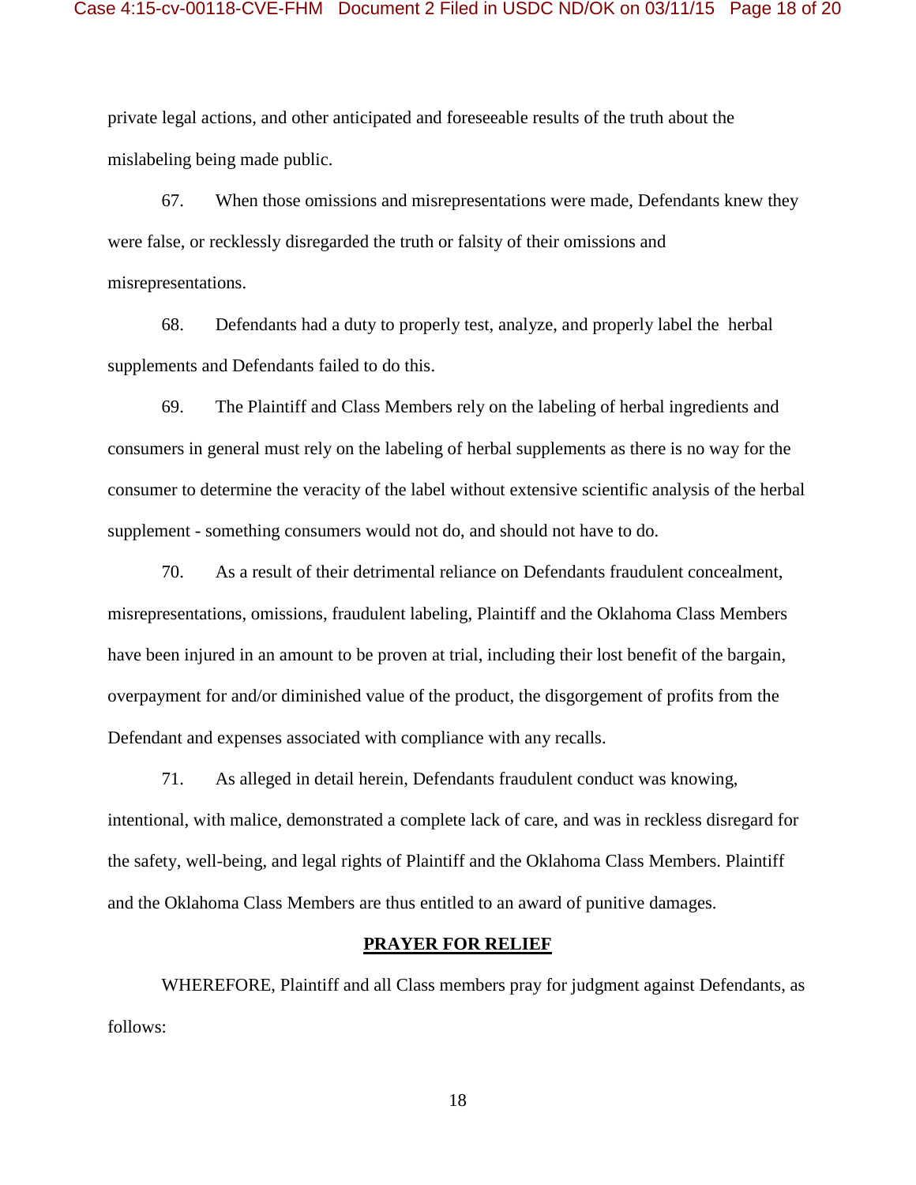private legal actions, and other anticipated and foreseeable results of the truth about the mislabeling being made public.

67. When those omissions and misrepresentations were made, Defendants knew they were false, or recklessly disregarded the truth or falsity of their omissions and misrepresentations.

68. Defendants had a duty to properly test, analyze, and properly label the herbal supplements and Defendants failed to do this.

69. The Plaintiff and Class Members rely on the labeling of herbal ingredients and consumers in general must rely on the labeling of herbal supplements as there is no way for the consumer to determine the veracity of the label without extensive scientific analysis of the herbal supplement - something consumers would not do, and should not have to do.

70. As a result of their detrimental reliance on Defendants fraudulent concealment, misrepresentations, omissions, fraudulent labeling, Plaintiff and the Oklahoma Class Members have been injured in an amount to be proven at trial, including their lost benefit of the bargain, overpayment for and/or diminished value of the product, the disgorgement of profits from the Defendant and expenses associated with compliance with any recalls.

71. As alleged in detail herein, Defendants fraudulent conduct was knowing, intentional, with malice, demonstrated a complete lack of care, and was in reckless disregard for the safety, well-being, and legal rights of Plaintiff and the Oklahoma Class Members. Plaintiff and the Oklahoma Class Members are thus entitled to an award of punitive damages.

## PRAYER FOR RELIEF

WHEREFORE, Plaintiff and all Class members pray for judgment against Defendants, as follows: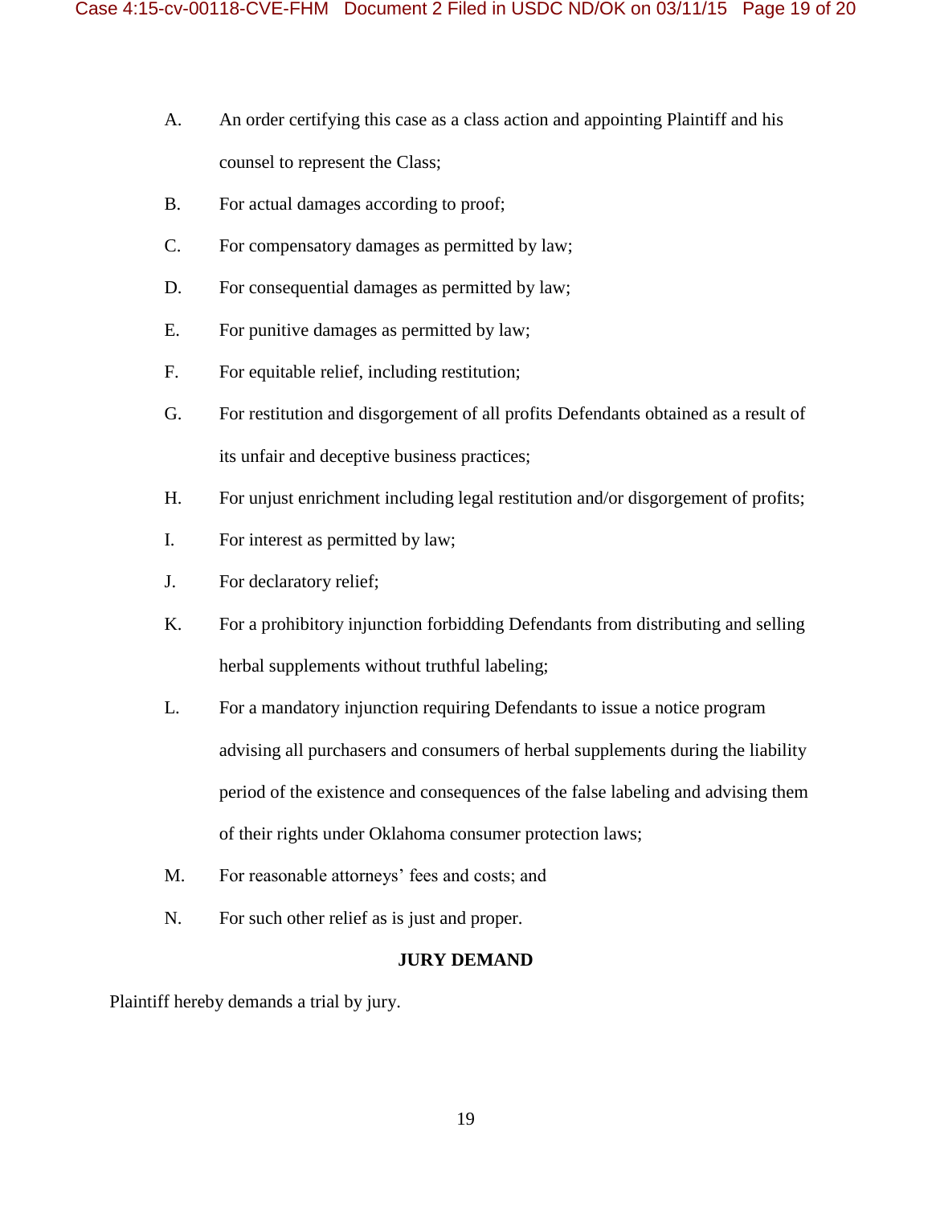A. An order certifying this case as a class action and appointing Plaintiff and his counsel to represent the Class;

B. For actual damages according to proof;

C. For compensatory damages as permitted by law;

D. For consequential damages as permitted by law;

E. For punitive damages as permitted by law;

F. For equitable relief, including restitution;

G. For restitution and disgorgement of all profits Defendants obtained as a result of its unfair and deceptive business practices;

H. For unjust enrichment including legal restitution and/or disgorgement of profits;

I. For interest as permitted by law;

J. For declaratory relief;

K. For a prohibitory injunction forbidding Defendants from distributing and selling herbal supplements without truthful labeling;

L. For a mandatory injunction requiring Defendants to issue a notice program advising all purchasers and consumers of herbal supplements during the liability period of the existence and consequences of the false labeling and advising them of their rights under Oklahoma consumer protection laws;

M. For reasonable attorneys' fees and costs; and

N. For such other relief as is just and proper.

**JURY DEMAND**

Plaintiff hereby demands a trial by jury.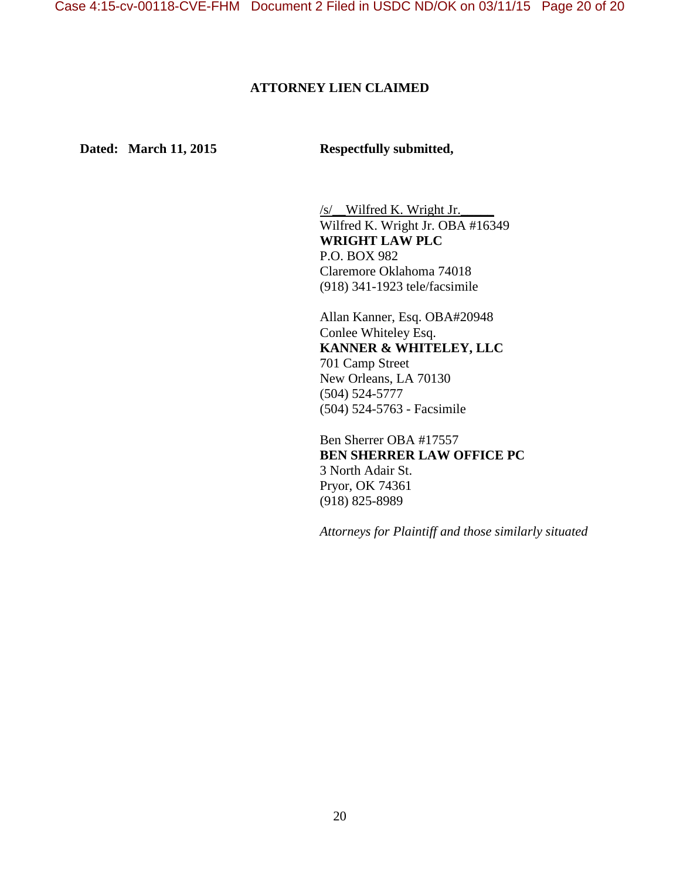**ATTORNEY LIEN CLAIMED**

**Dated: March 11, 2015**

**Respectfully submitted,**

/s/\_\_Wilfred K. Wright Jr.\_\_\_\_\_  
Wilfred K. Wright Jr. OBA #16349  
**WRIGHT LAW PLC**  
P.O. BOX 982  
Claremore Oklahoma 74018  
(918) 341-1923 tele/facsimile

Allan Kanner, Esq. OBA#20948  
Conlee Whiteley Esq.  
**KANNER & WHITELEY, LLC**  
701 Camp Street  
New Orleans, LA 70130  
(504) 524-5777  
(504) 524-5763 - Facsimile

Ben Sherrer OBA #17557  
**BEN SHERRER LAW OFFICE PC**  
3 North Adair St.  
Pryor, OK 74361  
(918) 825-8989

*Attorneys for Plaintiff and those similarly situated*